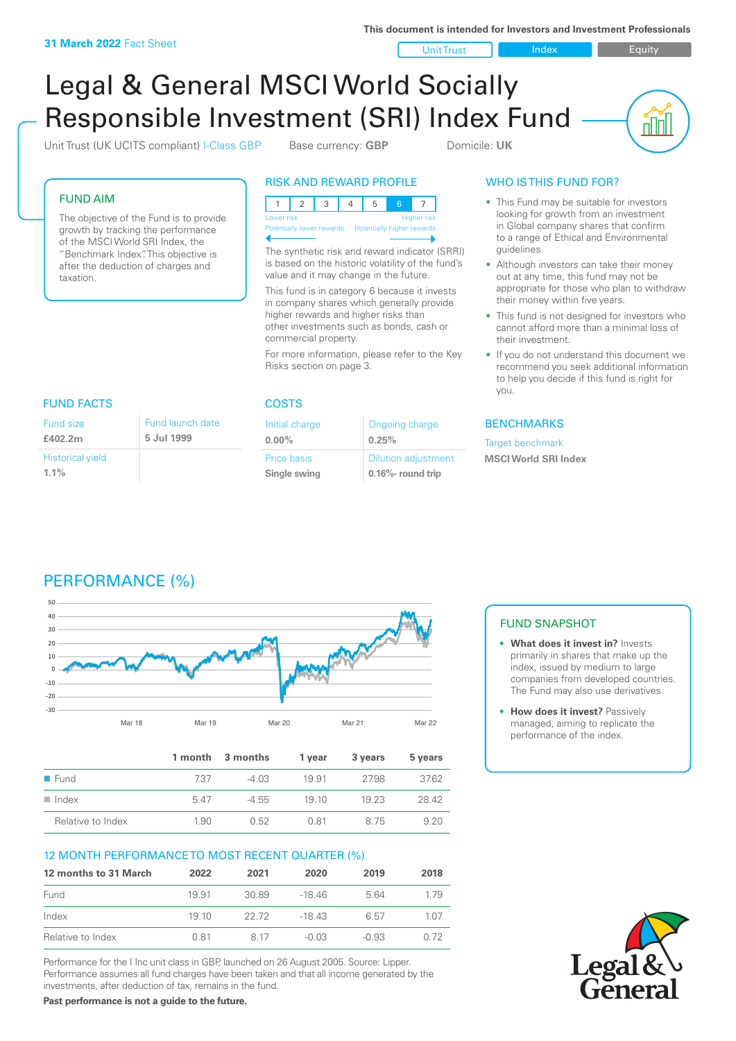**31 March 2022** Fact Sheet

This document is intended for Investors and Investment Professionals

Unit Trust | Index | Equity

# Legal & General MSCI World Socially Responsible Investment (SRI) Index Fund

Unit Trust (UK UCITS compliant) I-Class GBP    Base currency: **GBP**    Domicile: **UK**

## FUND AIM

The objective of the Fund is to provide growth by tracking the performance of the MSCI World SRI Index, the "Benchmark Index". This objective is after the deduction of charges and taxation.

## RISK AND REWARD PROFILE

| 1 | 2 | 3 | 4 | 5 | 6 | 7 |
|---|---|---|---|---|---|---|

Lower risk — Higher risk
Potentially lower rewards — Potentially higher rewards

The synthetic risk and reward indicator (SRRI) is based on the historic volatility of the fund's value and it may change in the future.

This fund is in category 6 because it invests in company shares which generally provide higher rewards and higher risks than other investments such as bonds, cash or commercial property.

For more information, please refer to the Key Risks section on page 3.

## WHO IS THIS FUND FOR?

- This Fund may be suitable for investors looking for growth from an investment in Global company shares that confirm to a range of Ethical and Environmental guidelines.
- Although investors can take their money out at any time, this fund may not be appropriate for those who plan to withdraw their money within five years.
- This fund is not designed for investors who cannot afford more than a minimal loss of their investment.
- If you do not understand this document we recommend you seek additional information to help you decide if this fund is right for you.

## FUND FACTS

| Fund size | Fund launch date |
|---|---|
| **£402.2m** | **5 Jul 1999** |
| Historical yield | |
| **1.1%** | |

## COSTS

| Initial charge | Ongoing charge |
|---|---|
| **0.00%** | **0.25%** |
| Price basis | Dilution adjustment |
| **Single swing** | **0.16%- round trip** |

## BENCHMARKS

Target benchmark

**MSCI World SRI Index**

## PERFORMANCE (%)

| | 1 month | 3 months | 1 year | 3 years | 5 years |
|---|---|---|---|---|---|
| Fund | 7.37 | -4.03 | 19.91 | 27.98 | 37.62 |
| Index | 5.47 | -4.55 | 19.10 | 19.23 | 28.42 |
| Relative to Index | 1.90 | 0.52 | 0.81 | 8.75 | 9.20 |

## FUND SNAPSHOT

- **What does it invest in?** Invests primarily in shares that make up the index, issued by medium to large companies from developed countries. The Fund may also use derivatives.
- **How does it invest?** Passively managed, aiming to replicate the performance of the index.

## 12 MONTH PERFORMANCE TO MOST RECENT QUARTER (%)

| 12 months to 31 March | 2022 | 2021 | 2020 | 2019 | 2018 |
|---|---|---|---|---|---|
| Fund | 19.91 | 30.89 | -18.46 | 5.64 | 1.79 |
| Index | 19.10 | 22.72 | -18.43 | 6.57 | 1.07 |
| Relative to Index | 0.81 | 8.17 | -0.03 | -0.93 | 0.72 |

Performance for the I Inc unit class in GBP, launched on 26 August 2005. Source: Lipper. Performance assumes all fund charges have been taken and that all income generated by the investments, after deduction of tax, remains in the fund.

**Past performance is not a guide to the future.**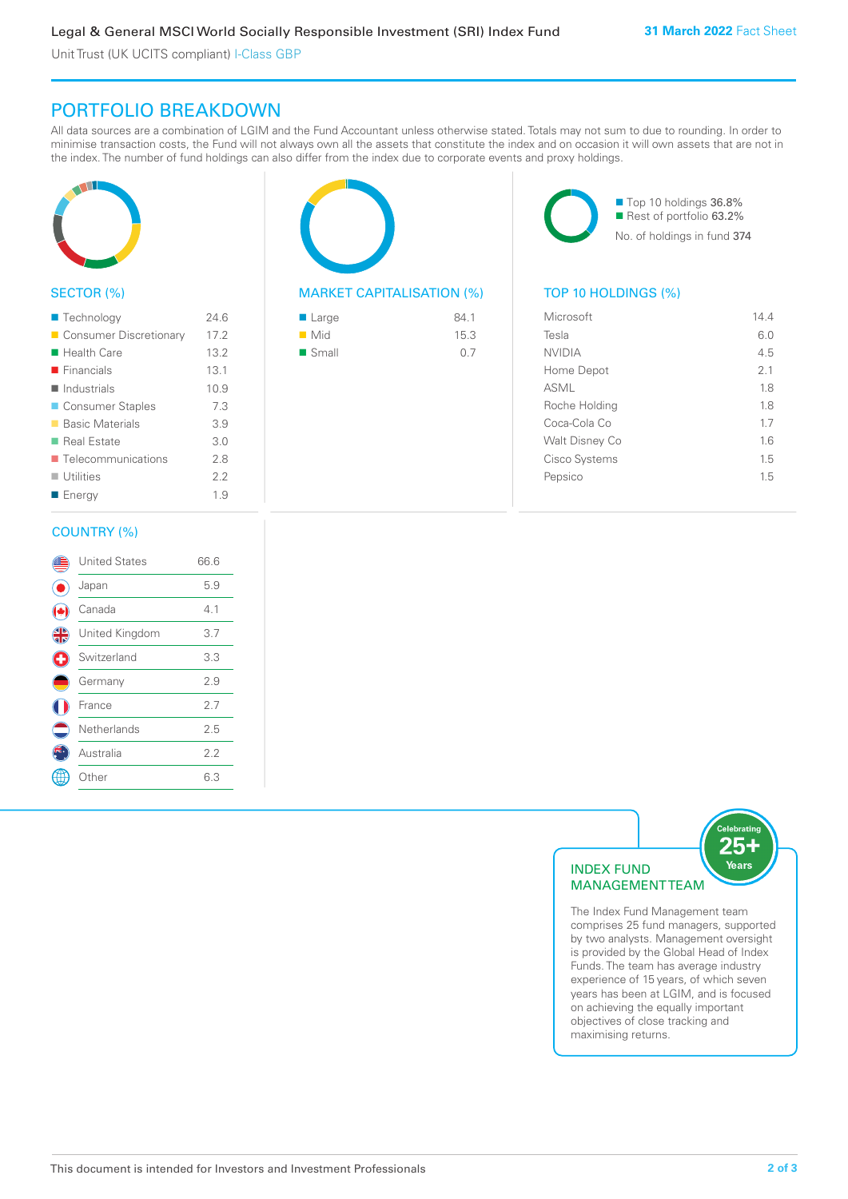## PORTFOLIO BREAKDOWN

All data sources are a combination of LGIM and the Fund Accountant unless otherwise stated. Totals may not sum to due to rounding. In order to minimise transaction costs, the Fund will not always own all the assets that constitute the index and on occasion it will own assets that are not in the index. The number of fund holdings can also differ from the index due to corporate events and proxy holdings.

### SECTOR (%)

| Sector | % |
|---|---|
| Technology | 24.6 |
| Consumer Discretionary | 17.2 |
| Health Care | 13.2 |
| Financials | 13.1 |
| Industrials | 10.9 |
| Consumer Staples | 7.3 |
| Basic Materials | 3.9 |
| Real Estate | 3.0 |
| Telecommunications | 2.8 |
| Utilities | 2.2 |
| Energy | 1.9 |

### MARKET CAPITALISATION (%)

| Market Cap | % |
|---|---|
| Large | 84.1 |
| Mid | 15.3 |
| Small | 0.7 |

- Top 10 holdings 36.8%
- Rest of portfolio 63.2%

No. of holdings in fund 374

### TOP 10 HOLDINGS (%)

| Holding | % |
|---|---|
| Microsoft | 14.4 |
| Tesla | 6.0 |
| NVIDIA | 4.5 |
| Home Depot | 2.1 |
| ASML | 1.8 |
| Roche Holding | 1.8 |
| Coca-Cola Co | 1.7 |
| Walt Disney Co | 1.6 |
| Cisco Systems | 1.5 |
| Pepsico | 1.5 |

### COUNTRY (%)

| Country | % |
|---|---|
| United States | 66.6 |
| Japan | 5.9 |
| Canada | 4.1 |
| United Kingdom | 3.7 |
| Switzerland | 3.3 |
| Germany | 2.9 |
| France | 2.7 |
| Netherlands | 2.5 |
| Australia | 2.2 |
| Other | 6.3 |

### INDEX FUND MANAGEMENT TEAM

Celebrating 25+ Years

The Index Fund Management team comprises 25 fund managers, supported by two analysts. Management oversight is provided by the Global Head of Index Funds. The team has average industry experience of 15 years, of which seven years has been at LGIM, and is focused on achieving the equally important objectives of close tracking and maximising returns.

This document is intended for Investors and Investment Professionals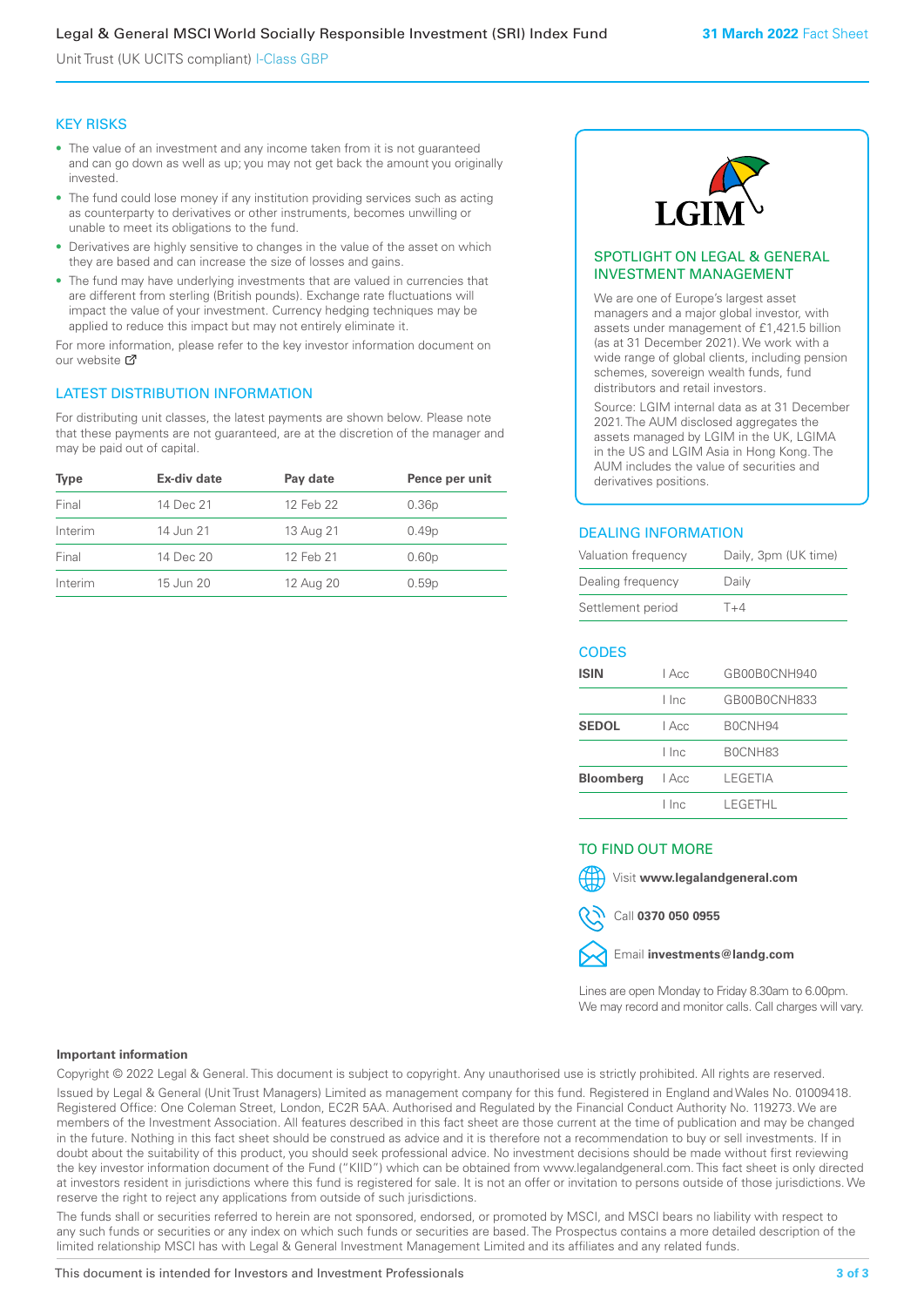## KEY RISKS

- The value of an investment and any income taken from it is not guaranteed and can go down as well as up; you may not get back the amount you originally invested.
- The fund could lose money if any institution providing services such as acting as counterparty to derivatives or other instruments, becomes unwilling or unable to meet its obligations to the fund.
- Derivatives are highly sensitive to changes in the value of the asset on which they are based and can increase the size of losses and gains.
- The fund may have underlying investments that are valued in currencies that are different from sterling (British pounds). Exchange rate fluctuations will impact the value of your investment. Currency hedging techniques may be applied to reduce this impact but may not entirely eliminate it.

For more information, please refer to the key investor information document on our website

## LATEST DISTRIBUTION INFORMATION

For distributing unit classes, the latest payments are shown below. Please note that these payments are not guaranteed, are at the discretion of the manager and may be paid out of capital.

| Type | Ex-div date | Pay date | Pence per unit |
|---|---|---|---|
| Final | 14 Dec 21 | 12 Feb 22 | 0.36p |
| Interim | 14 Jun 21 | 13 Aug 21 | 0.49p |
| Final | 14 Dec 20 | 12 Feb 21 | 0.60p |
| Interim | 15 Jun 20 | 12 Aug 20 | 0.59p |

## SPOTLIGHT ON LEGAL & GENERAL INVESTMENT MANAGEMENT

We are one of Europe's largest asset managers and a major global investor, with assets under management of £1,421.5 billion (as at 31 December 2021). We work with a wide range of global clients, including pension schemes, sovereign wealth funds, fund distributors and retail investors.

Source: LGIM internal data as at 31 December 2021. The AUM disclosed aggregates the assets managed by LGIM in the UK, LGIMA in the US and LGIM Asia in Hong Kong. The AUM includes the value of securities and derivatives positions.

## DEALING INFORMATION

| | |
|---|---|
| Valuation frequency | Daily, 3pm (UK time) |
| Dealing frequency | Daily |
| Settlement period | T+4 |

## CODES

| | | |
|---|---|---|
| **ISIN** | I Acc | GB00B0CNH940 |
| | I Inc | GB00B0CNH833 |
| **SEDOL** | I Acc | B0CNH94 |
| | I Inc | B0CNH83 |
| **Bloomberg** | I Acc | LEGETIA |
| | I Inc | LEGETHL |

## TO FIND OUT MORE

Visit **www.legalandgeneral.com**

Call **0370 050 0955**

Email **investments@landg.com**

Lines are open Monday to Friday 8.30am to 6.00pm. We may record and monitor calls. Call charges will vary.

**Important information**

Copyright © 2022 Legal & General. This document is subject to copyright. Any unauthorised use is strictly prohibited. All rights are reserved.

Issued by Legal & General (Unit Trust Managers) Limited as management company for this fund. Registered in England and Wales No. 01009418. Registered Office: One Coleman Street, London, EC2R 5AA. Authorised and Regulated by the Financial Conduct Authority No. 119273. We are members of the Investment Association. All features described in this fact sheet are those current at the time of publication and may be changed in the future. Nothing in this fact sheet should be construed as advice and it is therefore not a recommendation to buy or sell investments. If in doubt about the suitability of this product, you should seek professional advice. No investment decisions should be made without first reviewing the key investor information document of the Fund ("KIID") which can be obtained from www.legalandgeneral.com. This fact sheet is only directed at investors resident in jurisdictions where this fund is registered for sale. It is not an offer or invitation to persons outside of those jurisdictions. We reserve the right to reject any applications from outside of such jurisdictions.

The funds shall or securities referred to herein are not sponsored, endorsed, or promoted by MSCI, and MSCI bears no liability with respect to any such funds or securities or any index on which such funds or securities are based. The Prospectus contains a more detailed description of the limited relationship MSCI has with Legal & General Investment Management Limited and its affiliates and any related funds.

This document is intended for Investors and Investment Professionals